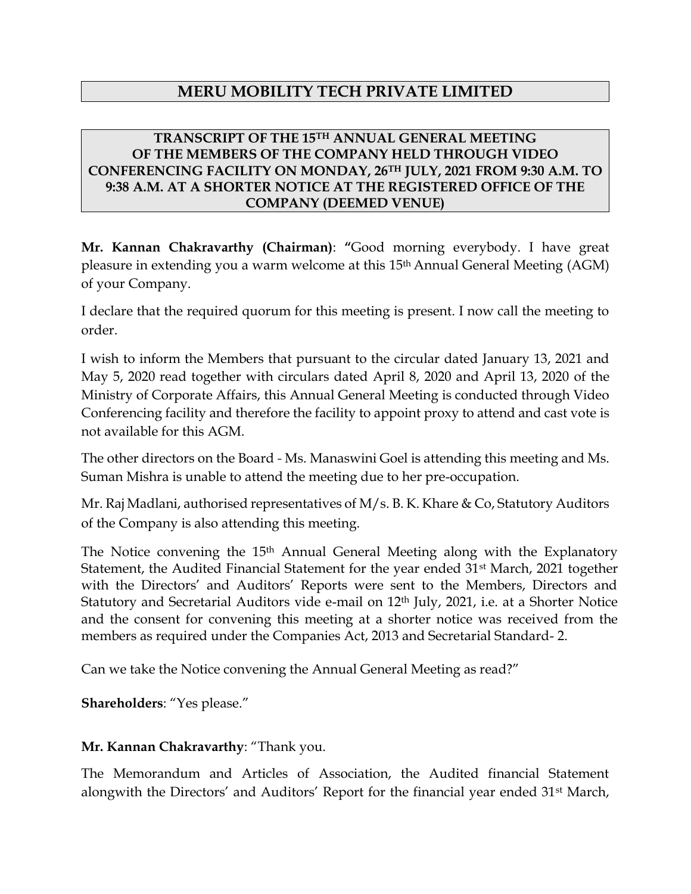# MERU MOBILITY TECH PRIVATE LIMITED

## TRANSCRIPT OF THE 15TH ANNUAL GENERAL MEETING OF THE MEMBERS OF THE COMPANY HELD THROUGH VIDEO CONFERENCING FACILITY ON MONDAY, 26TH JULY, 2021 FROM 9:30 A.M. TO 9:38 A.M. AT A SHORTER NOTICE AT THE REGISTERED OFFICE OF THE COMPANY (DEEMED VENUE)

**Mr. Kannan Chakravarthy (Chairman)**: **"**Good morning everybody. I have great pleasure in extending you a warm welcome at this 15th Annual General Meeting (AGM) of your Company.

I declare that the required quorum for this meeting is present. I now call the meeting to order.

I wish to inform the Members that pursuant to the circular dated January 13, 2021 and May 5, 2020 read together with circulars dated April 8, 2020 and April 13, 2020 of the Ministry of Corporate Affairs, this Annual General Meeting is conducted through Video Conferencing facility and therefore the facility to appoint proxy to attend and cast vote is not available for this AGM.

The other directors on the Board - Ms. Manaswini Goel is attending this meeting and Ms. Suman Mishra is unable to attend the meeting due to her pre-occupation.

Mr. Raj Madlani, authorised representatives of M/s. B. K. Khare & Co, Statutory Auditors of the Company is also attending this meeting.

The Notice convening the 15th Annual General Meeting along with the Explanatory Statement, the Audited Financial Statement for the year ended 31st March, 2021 together with the Directors' and Auditors' Reports were sent to the Members, Directors and Statutory and Secretarial Auditors vide e-mail on 12th July, 2021, i.e. at a Shorter Notice and the consent for convening this meeting at a shorter notice was received from the members as required under the Companies Act, 2013 and Secretarial Standard- 2.

Can we take the Notice convening the Annual General Meeting as read?"

**Shareholders**: "Yes please."

**Mr. Kannan Chakravarthy**: "Thank you.

The Memorandum and Articles of Association, the Audited financial Statement alongwith the Directors' and Auditors' Report for the financial year ended 31st March,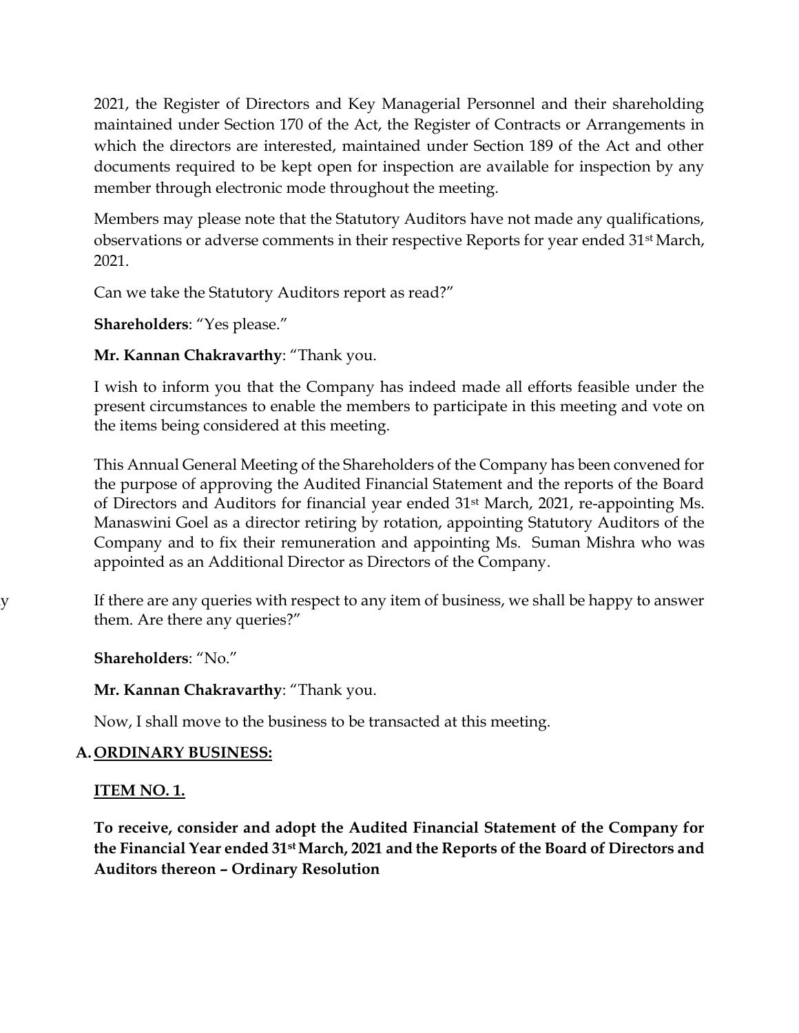2021, the Register of Directors and Key Managerial Personnel and their shareholding maintained under Section 170 of the Act, the Register of Contracts or Arrangements in which the directors are interested, maintained under Section 189 of the Act and other documents required to be kept open for inspection are available for inspection by any member through electronic mode throughout the meeting.

Members may please note that the Statutory Auditors have not made any qualifications, observations or adverse comments in their respective Reports for year ended 31st March, 2021.

Can we take the Statutory Auditors report as read?"

**Shareholders**: "Yes please."

**Mr. Kannan Chakravarthy**: "Thank you.

I wish to inform you that the Company has indeed made all efforts feasible under the present circumstances to enable the members to participate in this meeting and vote on the items being considered at this meeting.

This Annual General Meeting of the Shareholders of the Company has been convened for the purpose of approving the Audited Financial Statement and the reports of the Board of Directors and Auditors for financial year ended 31st March, 2021, re-appointing Ms. Manaswini Goel as a director retiring by rotation, appointing Statutory Auditors of the Company and to fix their remuneration and appointing Ms. Suman Mishra who was appointed as an Additional Director as Directors of the Company.

If there are any queries with respect to any item of business, we shall be happy to answer them. Are there any queries?"

**Shareholders**: "No."

**Mr. Kannan Chakravarthy**: "Thank you.

Now, I shall move to the business to be transacted at this meeting.

## A. ORDINARY BUSINESS:

### ITEM NO. 1.

**To receive, consider and adopt the Audited Financial Statement of the Company for the Financial Year ended 31st March, 2021 and the Reports of the Board of Directors and Auditors thereon – Ordinary Resolution**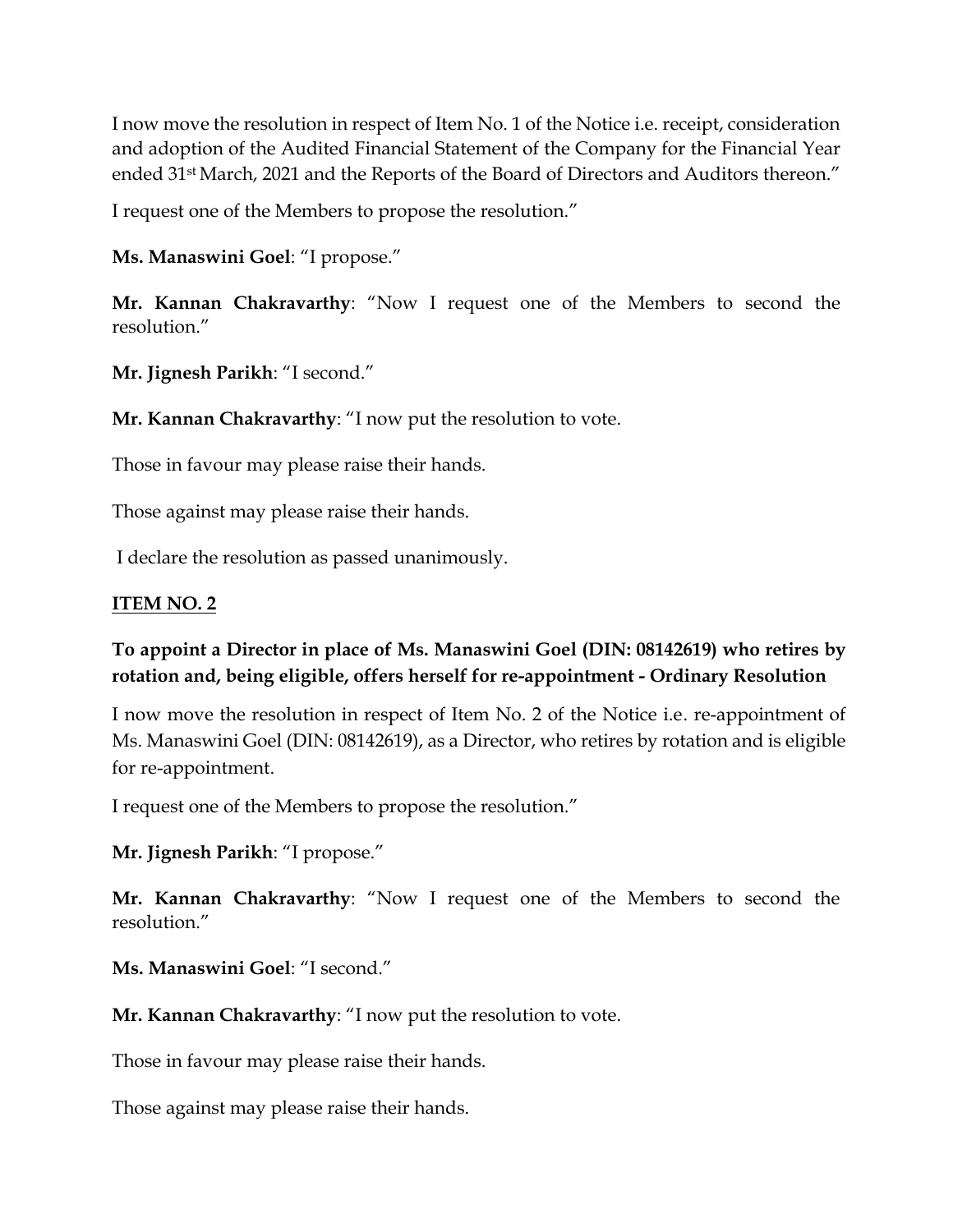I now move the resolution in respect of Item No. 1 of the Notice i.e. receipt, consideration and adoption of the Audited Financial Statement of the Company for the Financial Year ended 31st March, 2021 and the Reports of the Board of Directors and Auditors thereon."

I request one of the Members to propose the resolution."

**Ms. Manaswini Goel**: "I propose."

**Mr. Kannan Chakravarthy**: "Now I request one of the Members to second the resolution."

**Mr. Jignesh Parikh**: "I second."

**Mr. Kannan Chakravarthy**: "I now put the resolution to vote.

Those in favour may please raise their hands.

Those against may please raise their hands.

I declare the resolution as passed unanimously.

## ITEM NO. 2

**To appoint a Director in place of Ms. Manaswini Goel (DIN: 08142619) who retires by rotation and, being eligible, offers herself for re-appointment - Ordinary Resolution**

I now move the resolution in respect of Item No. 2 of the Notice i.e. re-appointment of Ms. Manaswini Goel (DIN: 08142619), as a Director, who retires by rotation and is eligible for re-appointment.

I request one of the Members to propose the resolution."

**Mr. Jignesh Parikh**: "I propose."

**Mr. Kannan Chakravarthy**: "Now I request one of the Members to second the resolution."

**Ms. Manaswini Goel**: "I second."

**Mr. Kannan Chakravarthy**: "I now put the resolution to vote.

Those in favour may please raise their hands.

Those against may please raise their hands.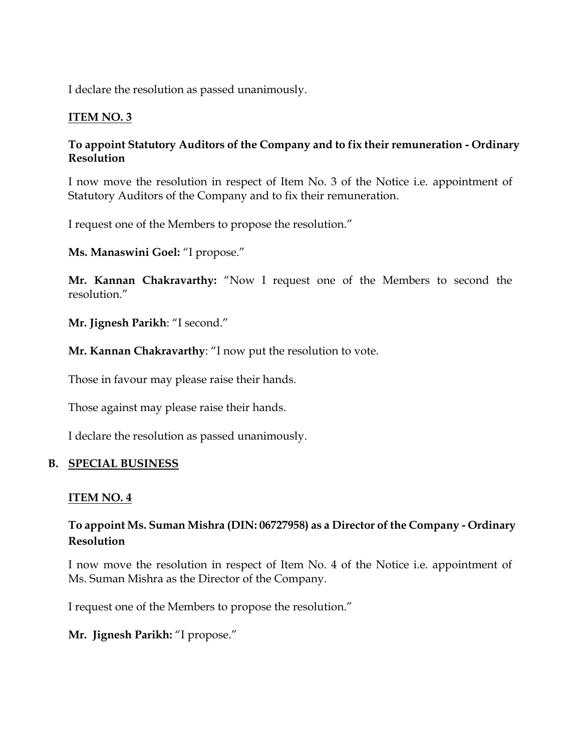I declare the resolution as passed unanimously.

**ITEM NO. 3**

**To appoint Statutory Auditors of the Company and to fix their remuneration - Ordinary Resolution**

I now move the resolution in respect of Item No. 3 of the Notice i.e. appointment of Statutory Auditors of the Company and to fix their remuneration.

I request one of the Members to propose the resolution."

**Ms. Manaswini Goel:** "I propose."

**Mr. Kannan Chakravarthy:** "Now I request one of the Members to second the resolution."

**Mr. Jignesh Parikh**: "I second."

**Mr. Kannan Chakravarthy**: "I now put the resolution to vote.

Those in favour may please raise their hands.

Those against may please raise their hands.

I declare the resolution as passed unanimously.

## B. SPECIAL BUSINESS

**ITEM NO. 4**

**To appoint Ms. Suman Mishra (DIN: 06727958) as a Director of the Company - Ordinary Resolution**

I now move the resolution in respect of Item No. 4 of the Notice i.e. appointment of Ms. Suman Mishra as the Director of the Company.

I request one of the Members to propose the resolution."

**Mr. Jignesh Parikh:** "I propose."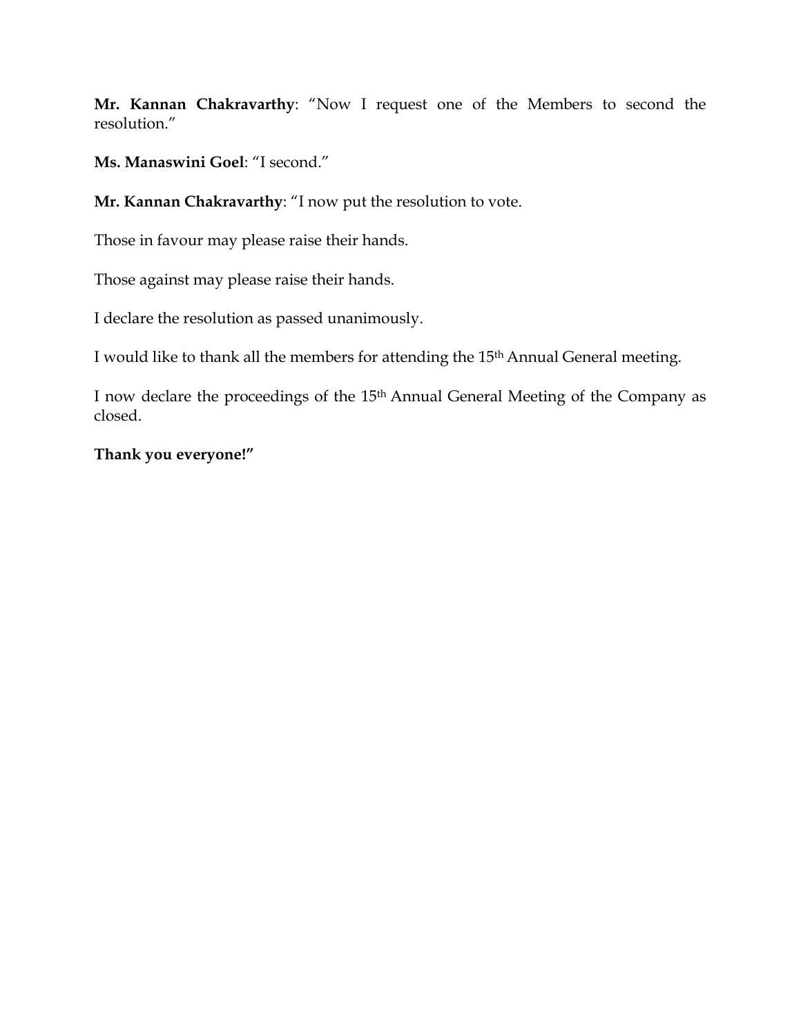**Mr. Kannan Chakravarthy**: "Now I request one of the Members to second the resolution."

**Ms. Manaswini Goel**: "I second."

**Mr. Kannan Chakravarthy**: "I now put the resolution to vote.

Those in favour may please raise their hands.

Those against may please raise their hands.

I declare the resolution as passed unanimously.

I would like to thank all the members for attending the 15th Annual General meeting.

I now declare the proceedings of the 15th Annual General Meeting of the Company as closed.

**Thank you everyone!"**